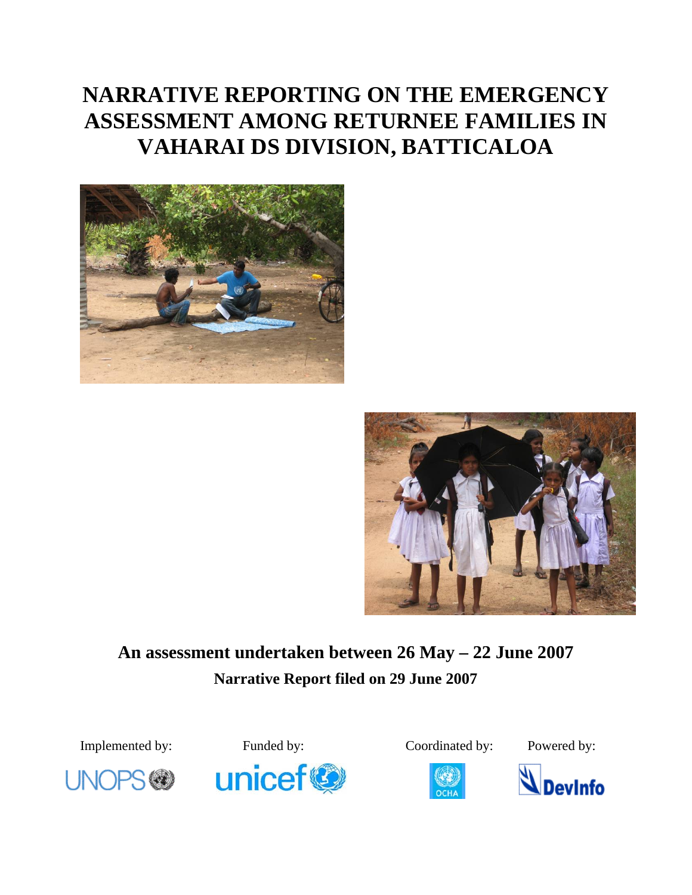# NARRATIVE REPORTING ON THE EMERGENCY ASSESSMENT AMONG RETURNEE FAMILIES IN VAHARAI DS DIVISION, BATTICALOA

**An assessment undertaken between 26 May – 22 June 2007**

**Narrative Report filed on 29 June 2007**

Implemented by: UNOPS

Funded by: unicef

Coordinated by: OCHA

Powered by: DevInfo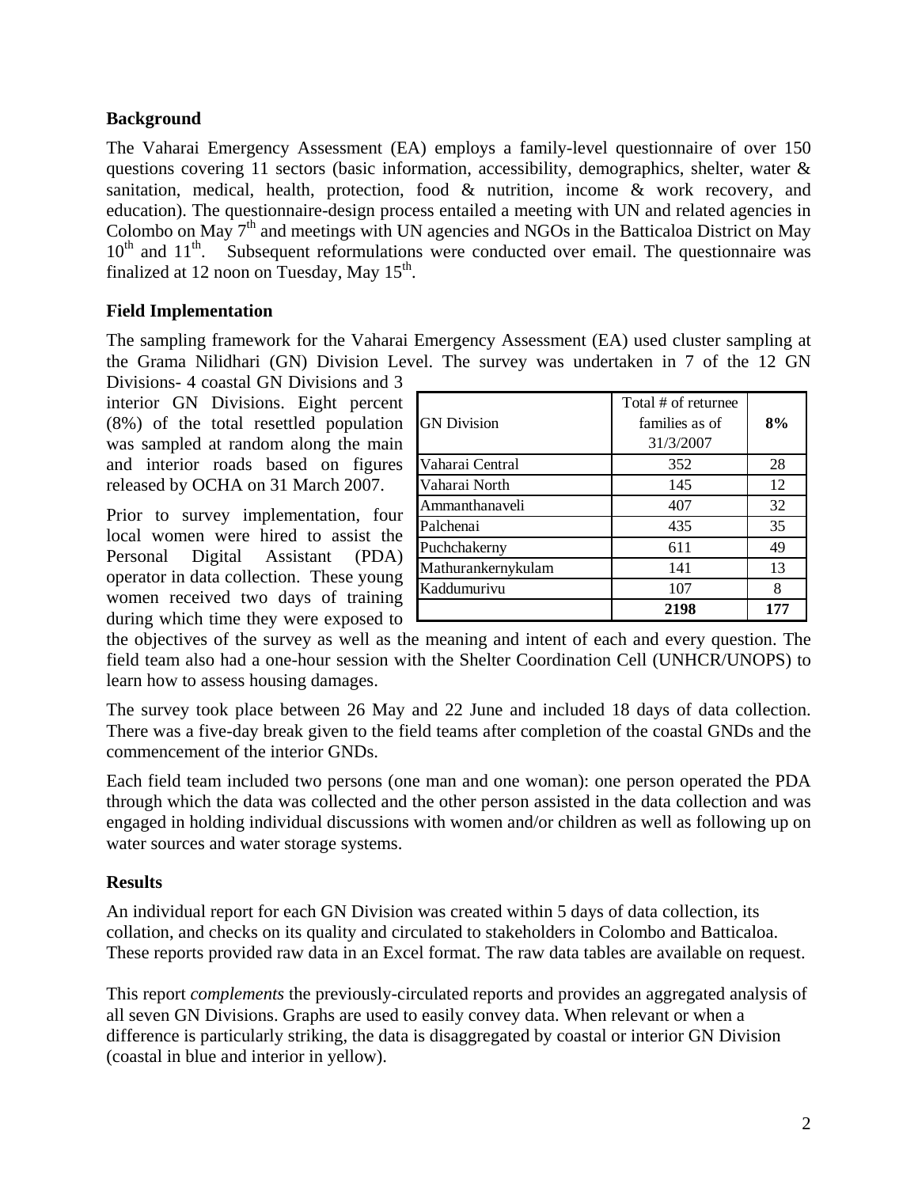## Background

The Vaharai Emergency Assessment (EA) employs a family-level questionnaire of over 150 questions covering 11 sectors (basic information, accessibility, demographics, shelter, water & sanitation, medical, health, protection, food & nutrition, income & work recovery, and education). The questionnaire-design process entailed a meeting with UN and related agencies in Colombo on May 7th and meetings with UN agencies and NGOs in the Batticaloa District on May 10th and 11th. Subsequent reformulations were conducted over email. The questionnaire was finalized at 12 noon on Tuesday, May 15th.

## Field Implementation

The sampling framework for the Vaharai Emergency Assessment (EA) used cluster sampling at the Grama Nilidhari (GN) Division Level. The survey was undertaken in 7 of the 12 GN Divisions- 4 coastal GN Divisions and 3 interior GN Divisions. Eight percent (8%) of the total resettled population was sampled at random along the main and interior roads based on figures released by OCHA on 31 March 2007.

| GN Division | Total # of returnee families as of 31/3/2007 | **8%** |
|---|---|---|
| Vaharai Central | 352 | 28 |
| Vaharai North | 145 | 12 |
| Ammanthanaveli | 407 | 32 |
| Palchenai | 435 | 35 |
| Puchchakerny | 611 | 49 |
| Mathurankernykulam | 141 | 13 |
| Kaddumurivu | 107 | 8 |
| | **2198** | **177** |

Prior to survey implementation, four local women were hired to assist the Personal Digital Assistant (PDA) operator in data collection. These young women received two days of training during which time they were exposed to the objectives of the survey as well as the meaning and intent of each and every question. The field team also had a one-hour session with the Shelter Coordination Cell (UNHCR/UNOPS) to learn how to assess housing damages.

The survey took place between 26 May and 22 June and included 18 days of data collection. There was a five-day break given to the field teams after completion of the coastal GNDs and the commencement of the interior GNDs.

Each field team included two persons (one man and one woman): one person operated the PDA through which the data was collected and the other person assisted in the data collection and was engaged in holding individual discussions with women and/or children as well as following up on water sources and water storage systems.

## Results

An individual report for each GN Division was created within 5 days of data collection, its collation, and checks on its quality and circulated to stakeholders in Colombo and Batticaloa. These reports provided raw data in an Excel format. The raw data tables are available on request.

This report *complements* the previously-circulated reports and provides an aggregated analysis of all seven GN Divisions. Graphs are used to easily convey data. When relevant or when a difference is particularly striking, the data is disaggregated by coastal or interior GN Division (coastal in blue and interior in yellow).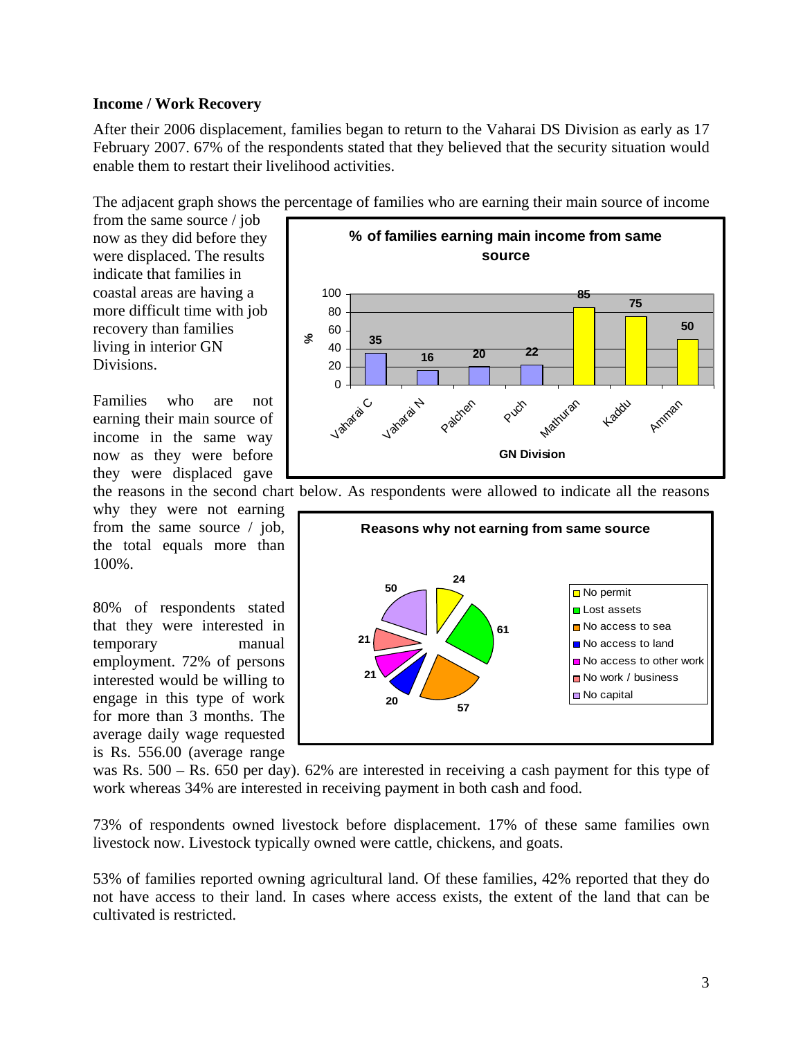## Income / Work Recovery

After their 2006 displacement, families began to return to the Vaharai DS Division as early as 17 February 2007. 67% of the respondents stated that they believed that the security situation would enable them to restart their livelihood activities.

The adjacent graph shows the percentage of families who are earning their main source of income from the same source / job now as they did before they were displaced. The results indicate that families in coastal areas are having a more difficult time with job recovery than families living in interior GN Divisions.

**% of families earning main income from same source**

| GN Division | % |
|---|---|
| Vaharai C | 35 |
| Vaharai N | 16 |
| Palchen | 20 |
| Puch | 22 |
| Mathuran | 85 |
| Kaddu | 75 |
| Amman | 50 |

Families who are not earning their main source of income in the same way now as they were before they were displaced gave the reasons in the second chart below. As respondents were allowed to indicate all the reasons why they were not earning from the same source / job, the total equals more than 100%.

**Reasons why not earning from same source**

| Reason | Value |
|---|---|
| No permit | 24 |
| Lost assets | 61 |
| No access to sea | 57 |
| No access to land | 20 |
| No access to other work | 21 |
| No work / business | 21 |
| No capital | 50 |

80% of respondents stated that they were interested in temporary manual employment. 72% of persons interested would be willing to engage in this type of work for more than 3 months. The average daily wage requested is Rs. 556.00 (average range was Rs. 500 – Rs. 650 per day). 62% are interested in receiving a cash payment for this type of work whereas 34% are interested in receiving payment in both cash and food.

73% of respondents owned livestock before displacement. 17% of these same families own livestock now. Livestock typically owned were cattle, chickens, and goats.

53% of families reported owning agricultural land. Of these families, 42% reported that they do not have access to their land. In cases where access exists, the extent of the land that can be cultivated is restricted.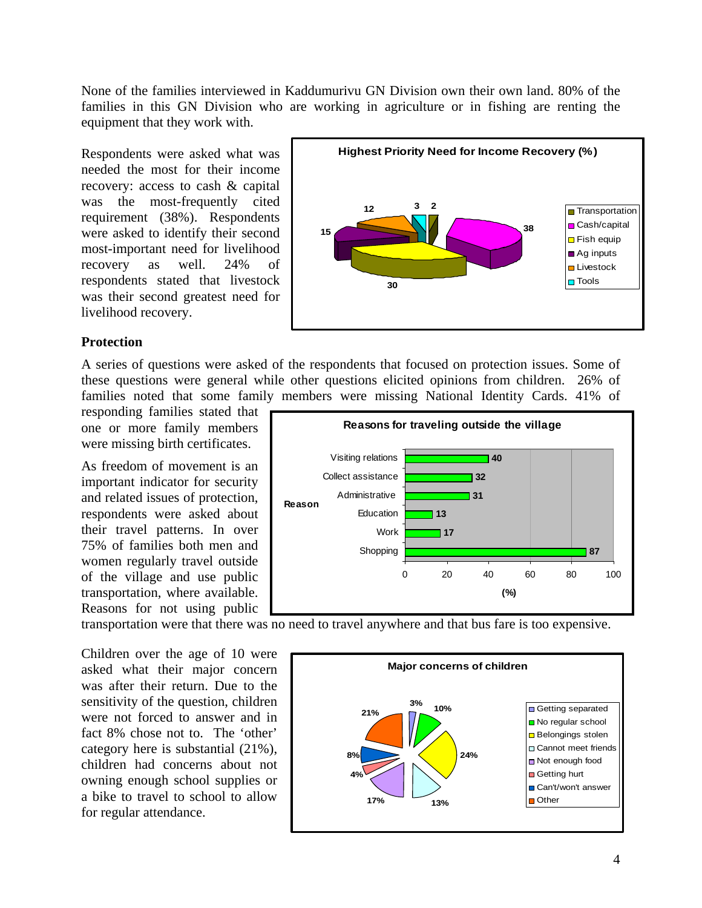None of the families interviewed in Kaddumurivu GN Division own their own land. 80% of the families in this GN Division who are working in agriculture or in fishing are renting the equipment that they work with.

Respondents were asked what was needed the most for their income recovery: access to cash & capital was the most-frequently cited requirement (38%). Respondents were asked to identify their second most-important need for livelihood recovery as well. 24% of respondents stated that livestock was their second greatest need for livelihood recovery.

## Protection

A series of questions were asked of the respondents that focused on protection issues. Some of these questions were general while other questions elicited opinions from children. 26% of families noted that some family members were missing National Identity Cards. 41% of responding families stated that one or more family members were missing birth certificates.

As freedom of movement is an important indicator for security and related issues of protection, respondents were asked about their travel patterns. In over 75% of families both men and women regularly travel outside of the village and use public transportation, where available. Reasons for not using public transportation were that there was no need to travel anywhere and that bus fare is too expensive.

Children over the age of 10 were asked what their major concern was after their return. Due to the sensitivity of the question, children were not forced to answer and in fact 8% chose not to. The 'other' category here is substantial (21%), children had concerns about not owning enough school supplies or a bike to travel to school to allow for regular attendance.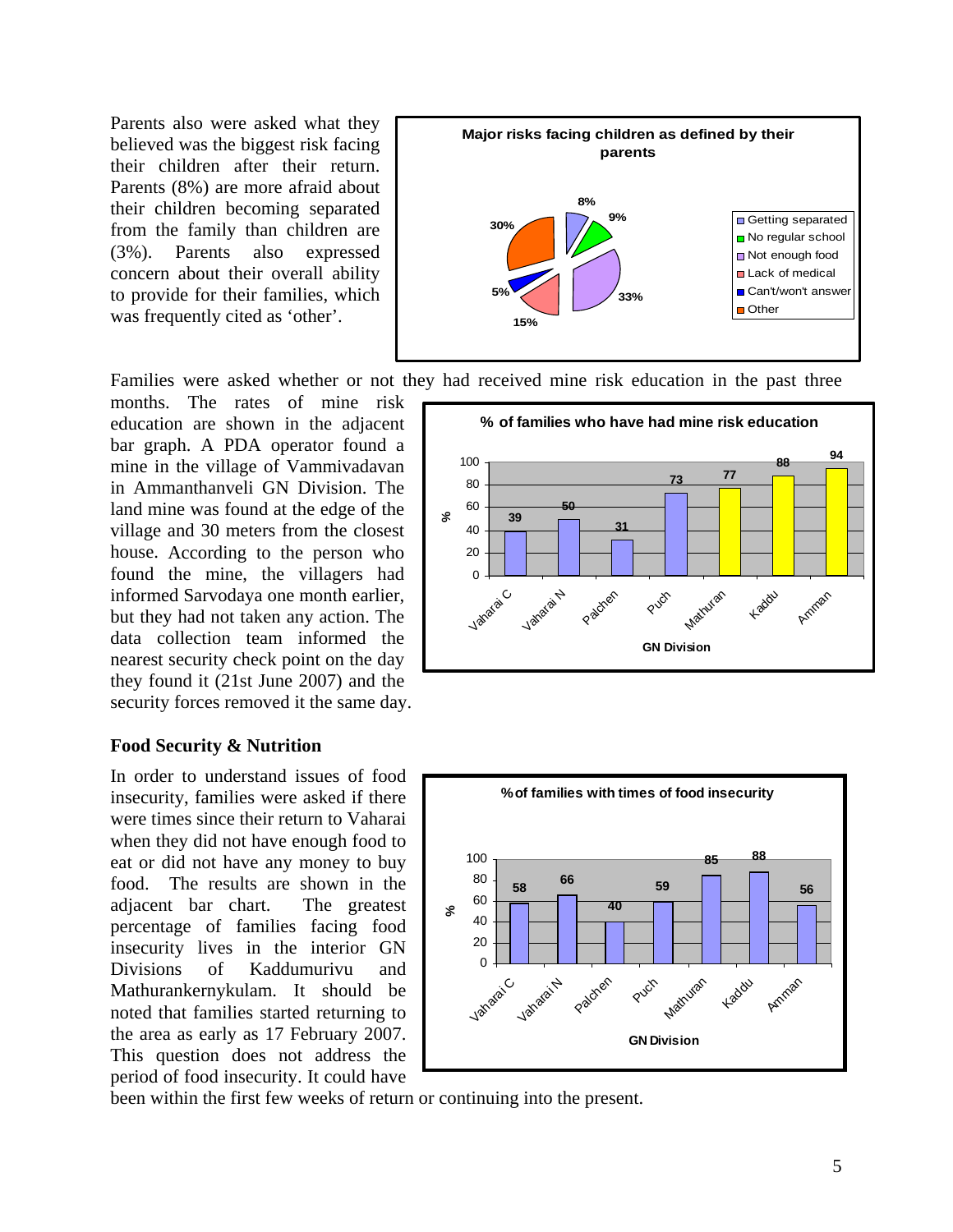Parents also were asked what they believed was the biggest risk facing their children after their return. Parents (8%) are more afraid about their children becoming separated from the family than children are (3%). Parents also expressed concern about their overall ability to provide for their families, which was frequently cited as 'other'.

**Major risks facing children as defined by their parents**

| Risk | % |
|---|---|
| Getting separated | 8% |
| No regular school | 9% |
| Not enough food | 33% |
| Lack of medical | 15% |
| Can't/won't answer | 5% |
| Other | 30% |

Families were asked whether or not they had received mine risk education in the past three months. The rates of mine risk education are shown in the adjacent bar graph. A PDA operator found a mine in the village of Vammivadavan in Ammanthanveli GN Division. The land mine was found at the edge of the village and 30 meters from the closest house. According to the person who found the mine, the villagers had informed Sarvodaya one month earlier, but they had not taken any action. The data collection team informed the nearest security check point on the day they found it (21st June 2007) and the security forces removed it the same day.

**% of families who have had mine risk education**

| GN Division | % |
|---|---|
| Vaharai C | 39 |
| Vaharai N | 50 |
| Palchen | 31 |
| Puch | 73 |
| Mathuran | 77 |
| Kaddu | 88 |
| Amman | 94 |

## Food Security & Nutrition

In order to understand issues of food insecurity, families were asked if there were times since their return to Vaharai when they did not have enough food to eat or did not have any money to buy food. The results are shown in the adjacent bar chart. The greatest percentage of families facing food insecurity lives in the interior GN Divisions of Kaddumurivu and Mathurankernykulam. It should be noted that families started returning to the area as early as 17 February 2007. This question does not address the period of food insecurity. It could have been within the first few weeks of return or continuing into the present.

**% of families with times of food insecurity**

| GN Division | % |
|---|---|
| Vaharai C | 58 |
| Vaharai N | 66 |
| Palchen | 40 |
| Puch | 59 |
| Mathuran | 85 |
| Kaddu | 88 |
| Amman | 56 |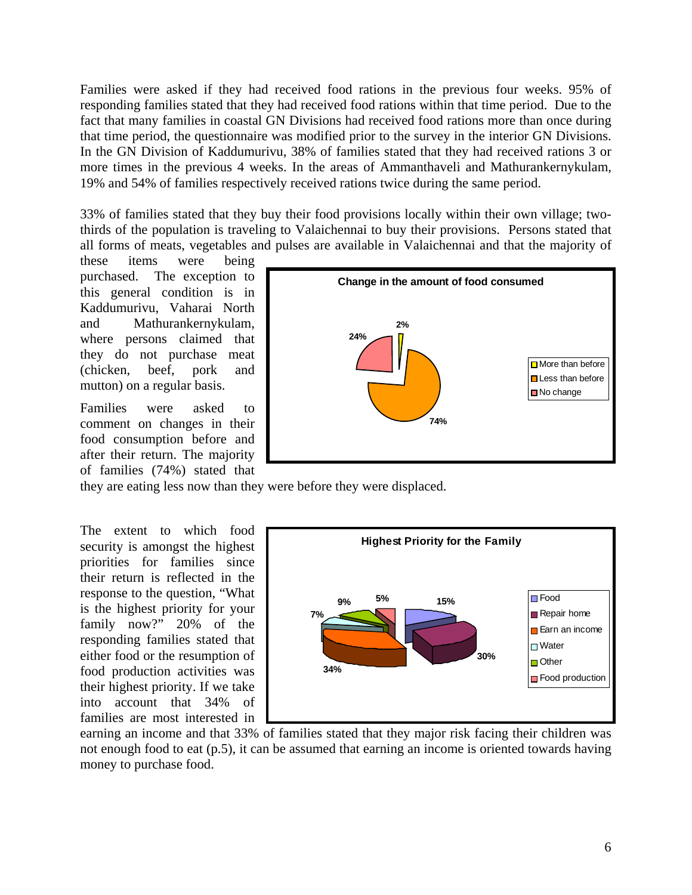Families were asked if they had received food rations in the previous four weeks. 95% of responding families stated that they had received food rations within that time period. Due to the fact that many families in coastal GN Divisions had received food rations more than once during that time period, the questionnaire was modified prior to the survey in the interior GN Divisions. In the GN Division of Kaddumurivu, 38% of families stated that they had received rations 3 or more times in the previous 4 weeks. In the areas of Ammanthaveli and Mathurankernykulam, 19% and 54% of families respectively received rations twice during the same period.

33% of families stated that they buy their food provisions locally within their own village; two-thirds of the population is traveling to Valaichennai to buy their provisions. Persons stated that all forms of meats, vegetables and pulses are available in Valaichennai and that the majority of these items were being purchased. The exception to this general condition is in Kaddumurivu, Vaharai North and Mathurankernykulam, where persons claimed that they do not purchase meat (chicken, beef, pork and mutton) on a regular basis.

**Change in the amount of food consumed**

| Response | Percentage |
|---|---|
| More than before | 2% |
| Less than before | 74% |
| No change | 24% |

Families were asked to comment on changes in their food consumption before and after their return. The majority of families (74%) stated that they are eating less now than they were before they were displaced.

**Highest Priority for the Family**

| Priority | Percentage |
|---|---|
| Food | 15% |
| Repair home | 30% |
| Earn an income | 34% |
| Water | 7% |
| Other | 9% |
| Food production | 5% |

The extent to which food security is amongst the highest priorities for families since their return is reflected in the response to the question, "What is the highest priority for your family now?" 20% of the responding families stated that either food or the resumption of food production activities was their highest priority. If we take into account that 34% of families are most interested in earning an income and that 33% of families stated that they major risk facing their children was not enough food to eat (p.5), it can be assumed that earning an income is oriented towards having money to purchase food.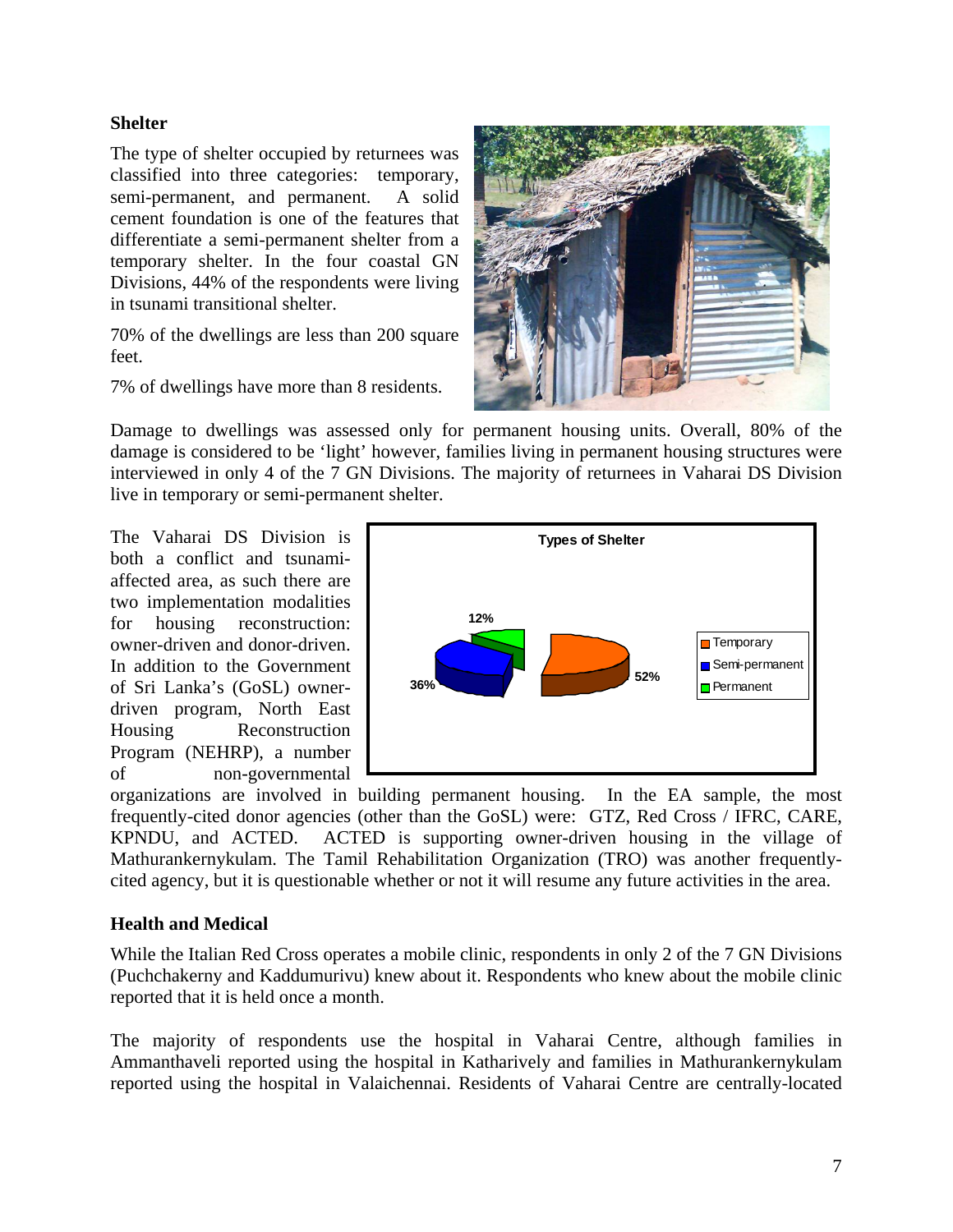### Shelter

The type of shelter occupied by returnees was classified into three categories: temporary, semi-permanent, and permanent. A solid cement foundation is one of the features that differentiate a semi-permanent shelter from a temporary shelter. In the four coastal GN Divisions, 44% of the respondents were living in tsunami transitional shelter.

70% of the dwellings are less than 200 square feet.

7% of dwellings have more than 8 residents.

Damage to dwellings was assessed only for permanent housing units. Overall, 80% of the damage is considered to be 'light' however, families living in permanent housing structures were interviewed in only 4 of the 7 GN Divisions. The majority of returnees in Vaharai DS Division live in temporary or semi-permanent shelter.

The Vaharai DS Division is both a conflict and tsunami-affected area, as such there are two implementation modalities for housing reconstruction: owner-driven and donor-driven. In addition to the Government of Sri Lanka's (GoSL) owner-driven program, North East Housing Reconstruction Program (NEHRP), a number of non-governmental organizations are involved in building permanent housing. In the EA sample, the most frequently-cited donor agencies (other than the GoSL) were: GTZ, Red Cross / IFRC, CARE, KPNDU, and ACTED. ACTED is supporting owner-driven housing in the village of Mathurankernykulam. The Tamil Rehabilitation Organization (TRO) was another frequently-cited agency, but it is questionable whether or not it will resume any future activities in the area.

**Types of Shelter**

| Type | Percentage |
|---|---|
| Temporary | 52% |
| Semi-permanent | 36% |
| Permanent | 12% |

### Health and Medical

While the Italian Red Cross operates a mobile clinic, respondents in only 2 of the 7 GN Divisions (Puchchakerny and Kaddumurivu) knew about it. Respondents who knew about the mobile clinic reported that it is held once a month.

The majority of respondents use the hospital in Vaharai Centre, although families in Ammanthaveli reported using the hospital in Katharively and families in Mathurankernykulam reported using the hospital in Valaichennai. Residents of Vaharai Centre are centrally-located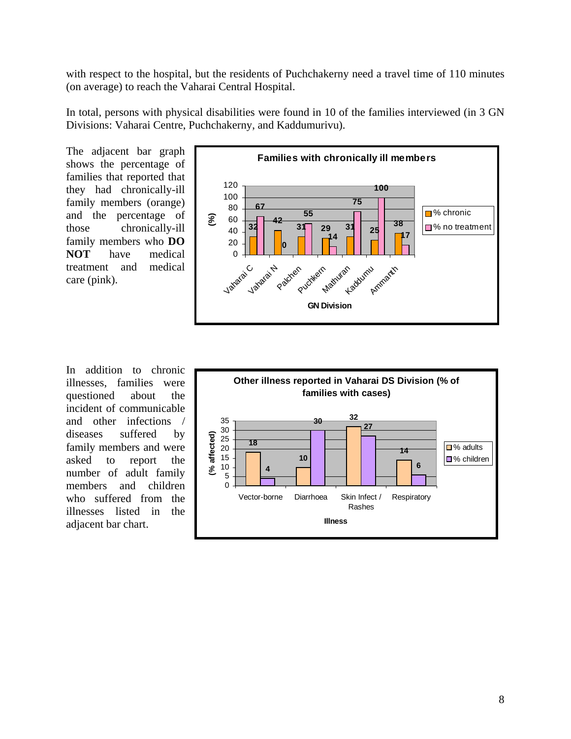with respect to the hospital, but the residents of Puchchakerny need a travel time of 110 minutes (on average) to reach the Vaharai Central Hospital.

In total, persons with physical disabilities were found in 10 of the families interviewed (in 3 GN Divisions: Vaharai Centre, Puchchakerny, and Kaddumurivu).

The adjacent bar graph shows the percentage of families that reported that they had chronically-ill family members (orange) and the percentage of those chronically-ill family members who **DO NOT** have medical treatment and medical care (pink).

**Families with chronically ill members**

| GN Division | % chronic | % no treatment |
|---|---|---|
| Vaharai C | 32 | 67 |
| Vaharai N | 42 | 0 |
| Palchen | 31 | 55 |
| Puchkern | 29 | 14 |
| Mathuran | 31 | 75 |
| Kaddumu | 25 | 100 |
| Ammanth | 38 | 17 |

In addition to chronic illnesses, families were questioned about the incident of communicable and other infections / diseases suffered by family members and were asked to report the number of adult family members and children who suffered from the illnesses listed in the adjacent bar chart.

**Other illness reported in Vaharai DS Division (% of families with cases)**

| Illness | % adults | % children |
|---|---|---|
| Vector-borne | 18 | 4 |
| Diarrhoea | 10 | 30 |
| Skin Infect / Rashes | 32 | 27 |
| Respiratory | 14 | 6 |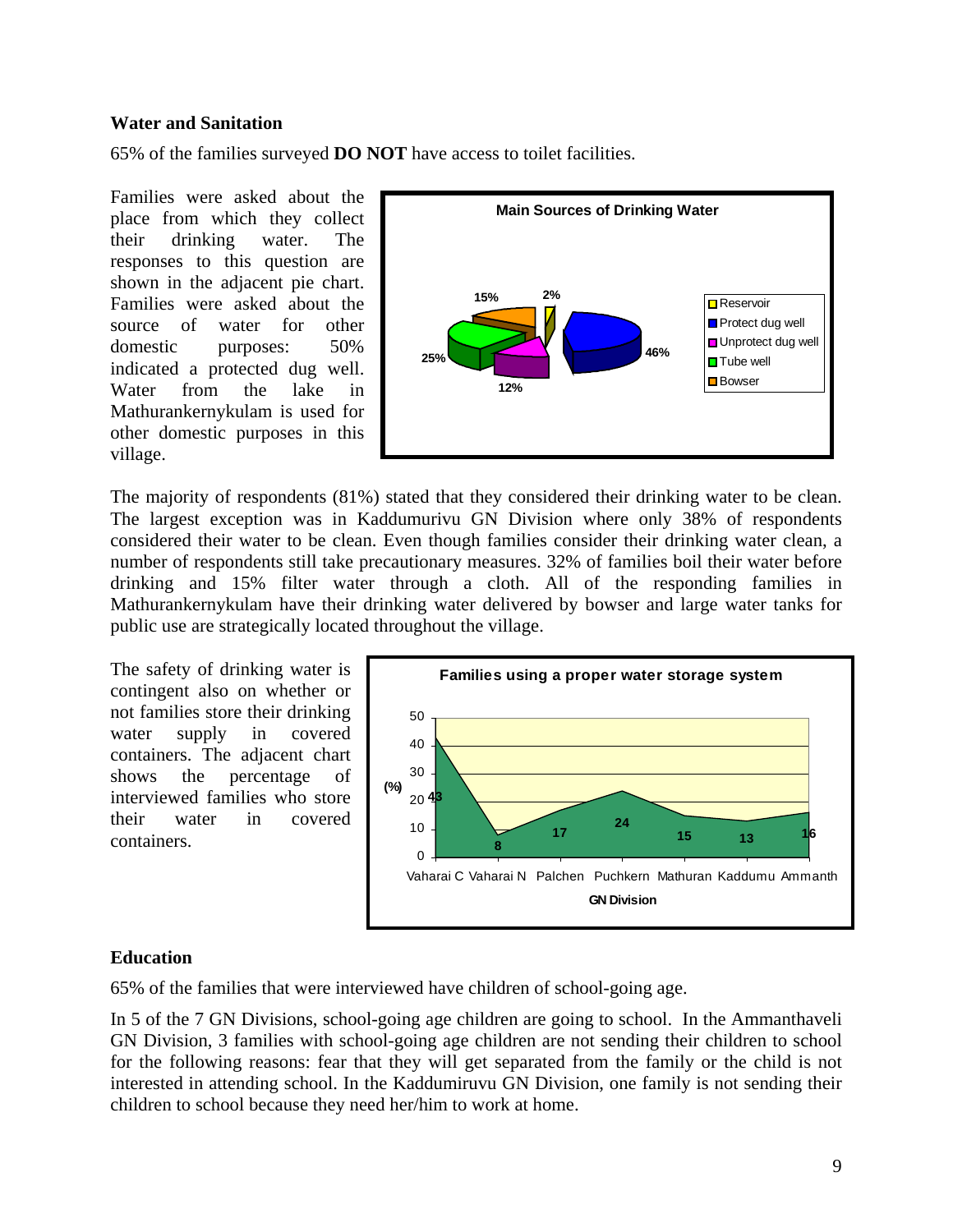### Water and Sanitation

65% of the families surveyed **DO NOT** have access to toilet facilities.

Families were asked about the place from which they collect their drinking water. The responses to this question are shown in the adjacent pie chart. Families were asked about the source of water for other domestic purposes: 50% indicated a protected dug well. Water from the lake in Mathurankernykulam is used for other domestic purposes in this village.

The majority of respondents (81%) stated that they considered their drinking water to be clean. The largest exception was in Kaddumurivu GN Division where only 38% of respondents considered their water to be clean. Even though families consider their drinking water clean, a number of respondents still take precautionary measures. 32% of families boil their water before drinking and 15% filter water through a cloth. All of the responding families in Mathurankernykulam have their drinking water delivered by bowser and large water tanks for public use are strategically located throughout the village.

The safety of drinking water is contingent also on whether or not families store their drinking water supply in covered containers. The adjacent chart shows the percentage of interviewed families who store their water in covered containers.

### Education

65% of the families that were interviewed have children of school-going age.

In 5 of the 7 GN Divisions, school-going age children are going to school. In the Ammanthaveli GN Division, 3 families with school-going age children are not sending their children to school for the following reasons: fear that they will get separated from the family or the child is not interested in attending school. In the Kaddumiruvu GN Division, one family is not sending their children to school because they need her/him to work at home.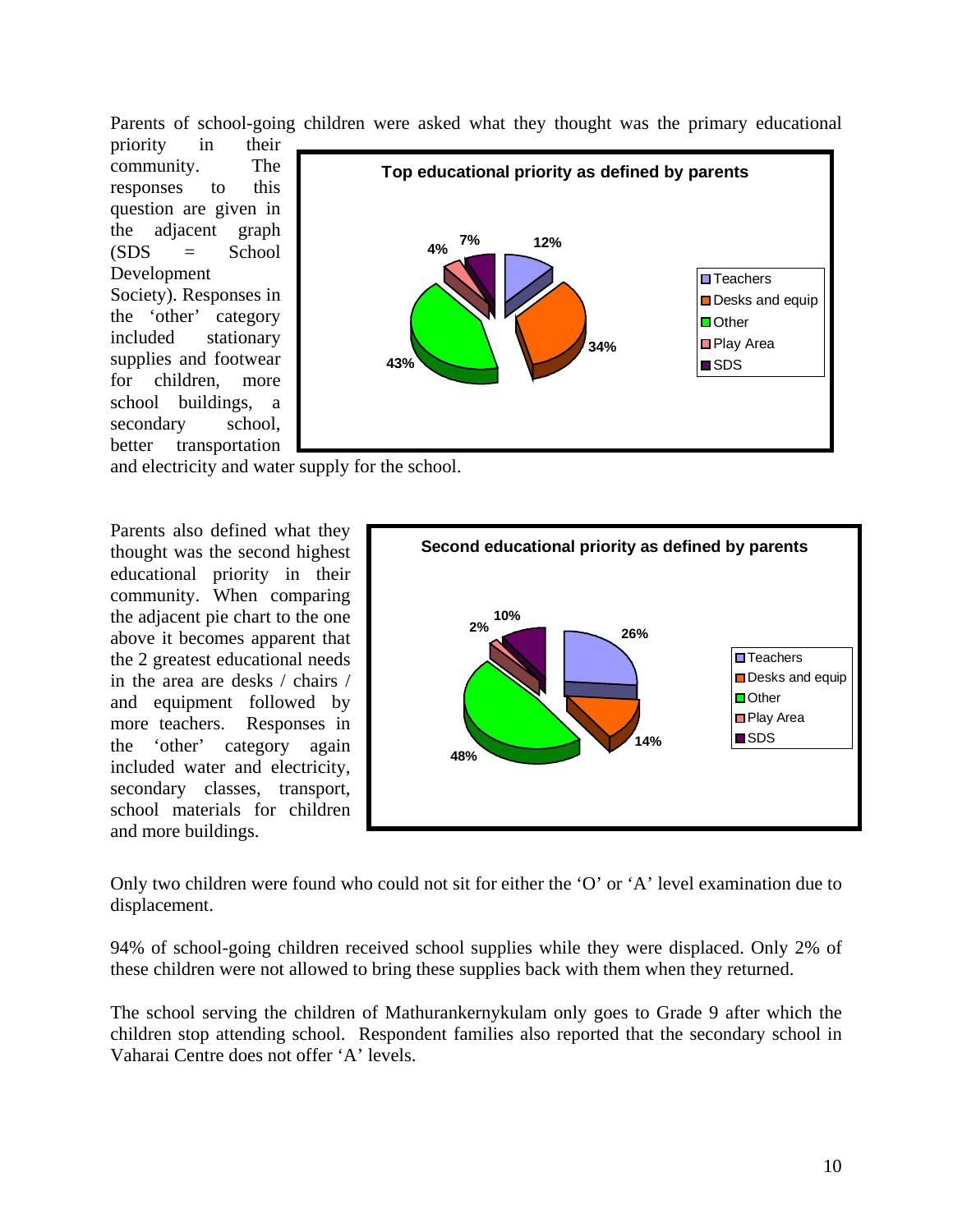Parents of school-going children were asked what they thought was the primary educational priority in their community. The responses to this question are given in the adjacent graph (SDS = School Development Society). Responses in the 'other' category included stationary supplies and footwear for children, more school buildings, a secondary school, better transportation and electricity and water supply for the school.

Top educational priority as defined by parents

4%
7%
12%
34%
43%

Teachers
Desks and equip
Other
Play Area
SDS

Parents also defined what they thought was the second highest educational priority in their community. When comparing the adjacent pie chart to the one above it becomes apparent that the 2 greatest educational needs in the area are desks / chairs / and equipment followed by more teachers. Responses in the 'other' category again included water and electricity, secondary classes, transport, school materials for children and more buildings.

Second educational priority as defined by parents

2%
10%
26%
14%
48%

Teachers
Desks and equip
Other
Play Area
SDS

Only two children were found who could not sit for either the 'O' or 'A' level examination due to displacement.

94% of school-going children received school supplies while they were displaced. Only 2% of these children were not allowed to bring these supplies back with them when they returned.

The school serving the children of Mathurankernykulam only goes to Grade 9 after which the children stop attending school. Respondent families also reported that the secondary school in Vaharai Centre does not offer 'A' levels.